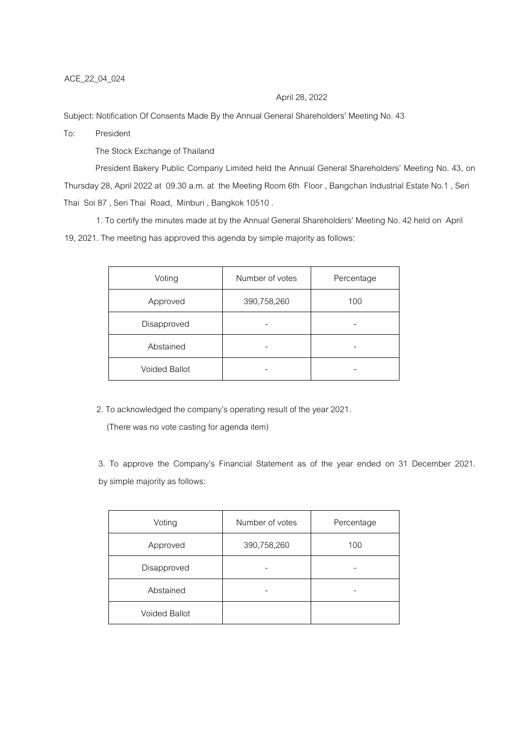ACE_22_04_024

April 28, 2022

Subject: Notification Of Consents Made By the Annual General Shareholders' Meeting No. 43

To: President

The Stock Exchange of Thailand

President Bakery Public Company Limited held the Annual General Shareholders' Meeting No. 43, on Thursday 28, April 2022 at 09.30 a.m. at the Meeting Room 6th Floor , Bangchan Industrial Estate No.1 , Seri Thai Soi 87 , Seri Thai Road, Minburi , Bangkok 10510 .

1. To certify the minutes made at by the Annual General Shareholders' Meeting No. 42 held on April 19, 2021. The meeting has approved this agenda by simple majority as follows:

| Voting | Number of votes | Percentage |
|---|---|---|
| Approved | 390,758,260 | 100 |
| Disapproved | - | - |
| Abstained | - | - |
| Voided Ballot | - | - |

2. To acknowledged the company's operating result of the year 2021.

(There was no vote casting for agenda item)

3. To approve the Company's Financial Statement as of the year ended on 31 December 2021. by simple majority as follows:

| Voting | Number of votes | Percentage |
|---|---|---|
| Approved | 390,758,260 | 100 |
| Disapproved | - | - |
| Abstained | - | - |
| Voided Ballot | | |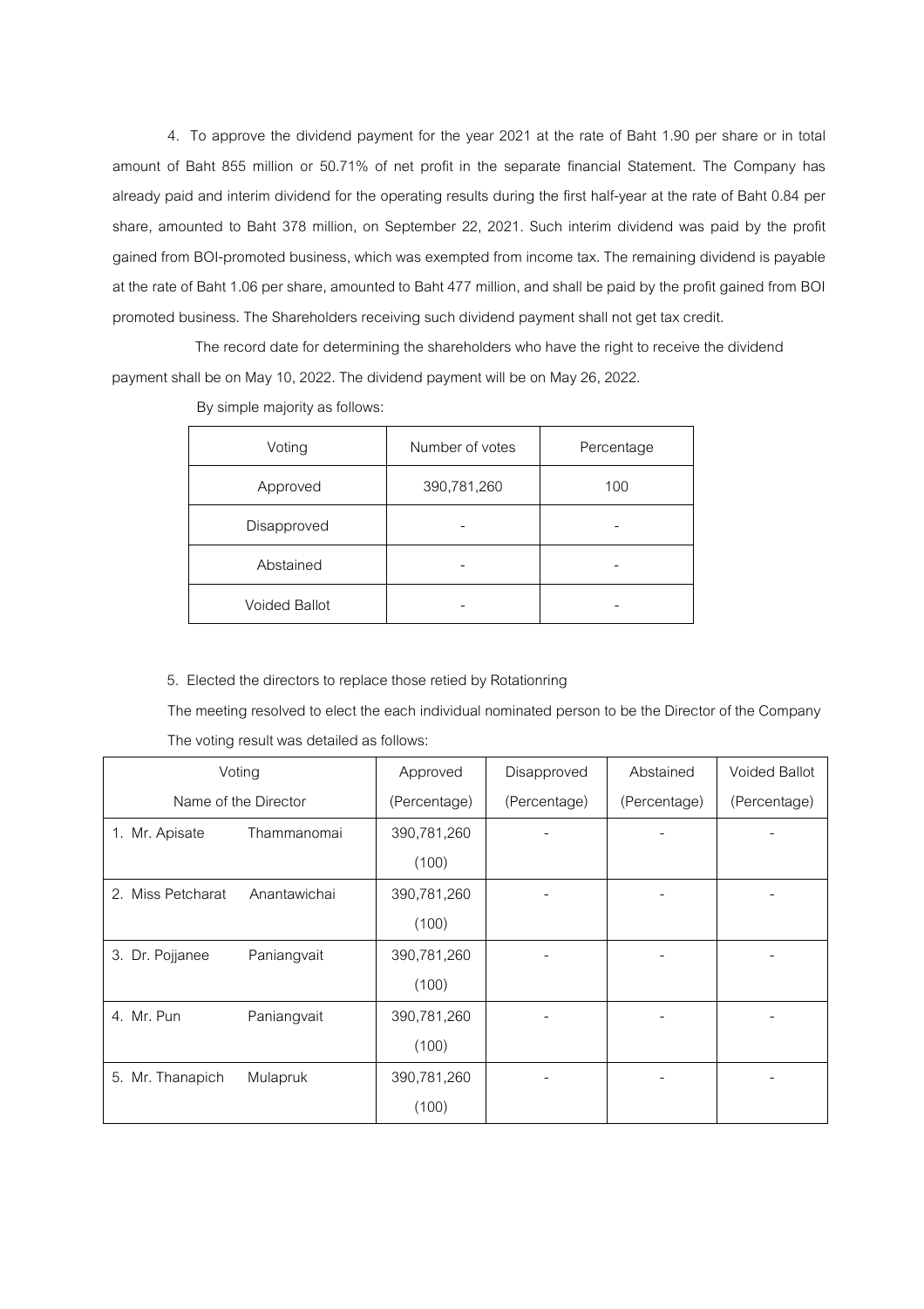4. To approve the dividend payment for the year 2021 at the rate of Baht 1.90 per share or in total amount of Baht 855 million or 50.71% of net profit in the separate financial Statement. The Company has already paid and interim dividend for the operating results during the first half-year at the rate of Baht 0.84 per share, amounted to Baht 378 million, on September 22, 2021. Such interim dividend was paid by the profit gained from BOI-promoted business, which was exempted from income tax. The remaining dividend is payable at the rate of Baht 1.06 per share, amounted to Baht 477 million, and shall be paid by the profit gained from BOI promoted business. The Shareholders receiving such dividend payment shall not get tax credit.

The record date for determining the shareholders who have the right to receive the dividend payment shall be on May 10, 2022. The dividend payment will be on May 26, 2022.

By simple majority as follows:

| Voting | Number of votes | Percentage |
|---|---|---|
| Approved | 390,781,260 | 100 |
| Disapproved | - | - |
| Abstained | - | - |
| Voided Ballot | - | - |

5. Elected the directors to replace those retied by Rotationring

The meeting resolved to elect the each individual nominated person to be the Director of the Company

The voting result was detailed as follows:

| Voting<br>Name of the Director | Approved<br>(Percentage) | Disapproved<br>(Percentage) | Abstained<br>(Percentage) | Voided Ballot<br>(Percentage) |
|---|---|---|---|---|
| 1. Mr. Apisate Thammanomai | 390,781,260<br>(100) | - | - | - |
| 2. Miss Petcharat Anantawichai | 390,781,260<br>(100) | - | - | - |
| 3. Dr. Pojjanee Paniangvait | 390,781,260<br>(100) | - | - | - |
| 4. Mr. Pun Paniangvait | 390,781,260<br>(100) | - | - | - |
| 5. Mr. Thanapich Mulapruk | 390,781,260<br>(100) | - | - | - |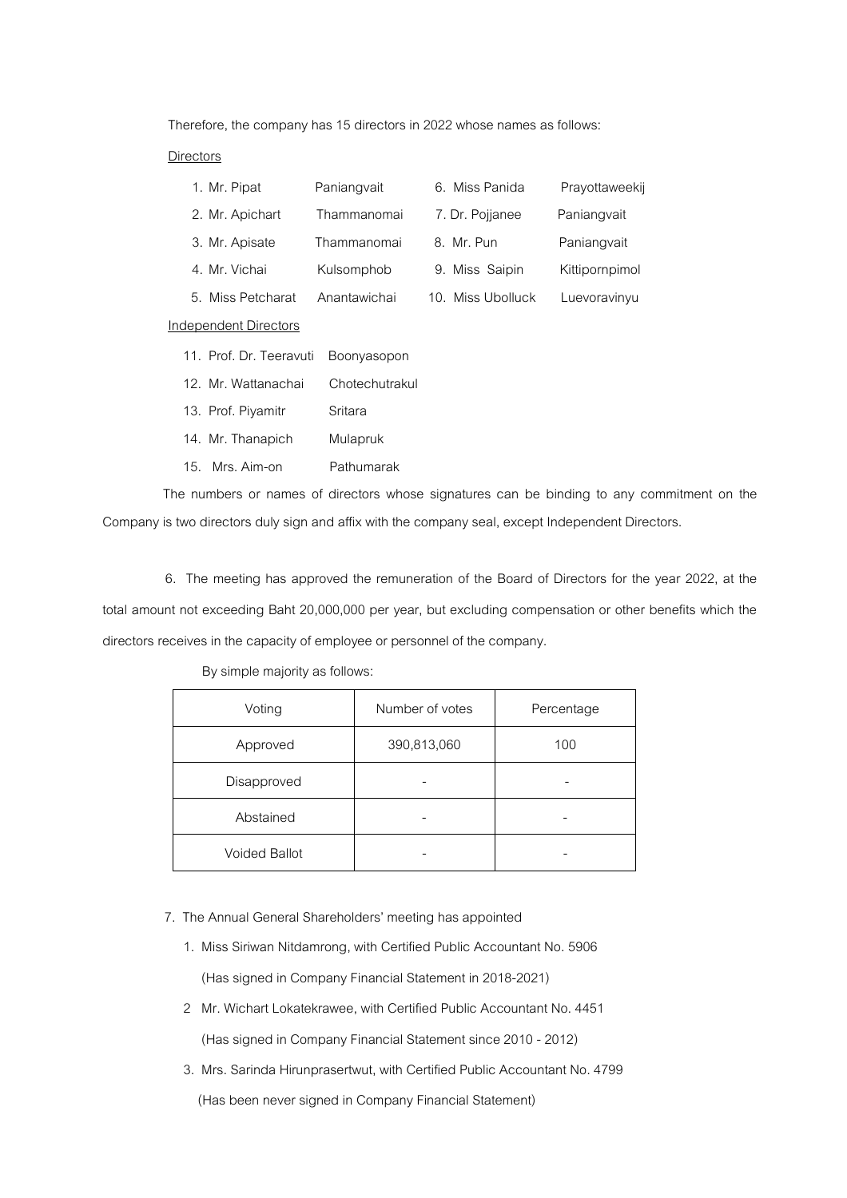Therefore, the company has 15 directors in 2022 whose names as follows:

Directors

| | | | |
|---|---|---|---|
| 1. Mr. Pipat | Paniangvait | 6. Miss Panida | Prayottaweekij |
| 2. Mr. Apichart | Thammanomai | 7. Dr. Pojjanee | Paniangvait |
| 3. Mr. Apisate | Thammanomai | 8. Mr. Pun | Paniangvait |
| 4. Mr. Vichai | Kulsomphob | 9. Miss Saipin | Kittipornpimol |
| 5. Miss Petcharat | Anantawichai | 10. Miss Ubolluck | Luevoravinyu |

Independent Directors

| | |
|---|---|
| 11. Prof. Dr. Teeravuti | Boonyasopon |
| 12. Mr. Wattanachai | Chotechutrakul |
| 13. Prof. Piyamitr | Sritara |
| 14. Mr. Thanapich | Mulapruk |
| 15. Mrs. Aim-on | Pathumarak |

The numbers or names of directors whose signatures can be binding to any commitment on the Company is two directors duly sign and affix with the company seal, except Independent Directors.

6. The meeting has approved the remuneration of the Board of Directors for the year 2022, at the total amount not exceeding Baht 20,000,000 per year, but excluding compensation or other benefits which the directors receives in the capacity of employee or personnel of the company.

By simple majority as follows:

| Voting | Number of votes | Percentage |
|---|---|---|
| Approved | 390,813,060 | 100 |
| Disapproved | - | - |
| Abstained | - | - |
| Voided Ballot | - | - |

7. The Annual General Shareholders' meeting has appointed

1. Miss Siriwan Nitdamrong, with Certified Public Accountant No. 5906
   (Has signed in Company Financial Statement in 2018-2021)
2. Mr. Wichart Lokatekrawee, with Certified Public Accountant No. 4451
   (Has signed in Company Financial Statement since 2010 - 2012)
3. Mrs. Sarinda Hirunprasertwut, with Certified Public Accountant No. 4799
   (Has been never signed in Company Financial Statement)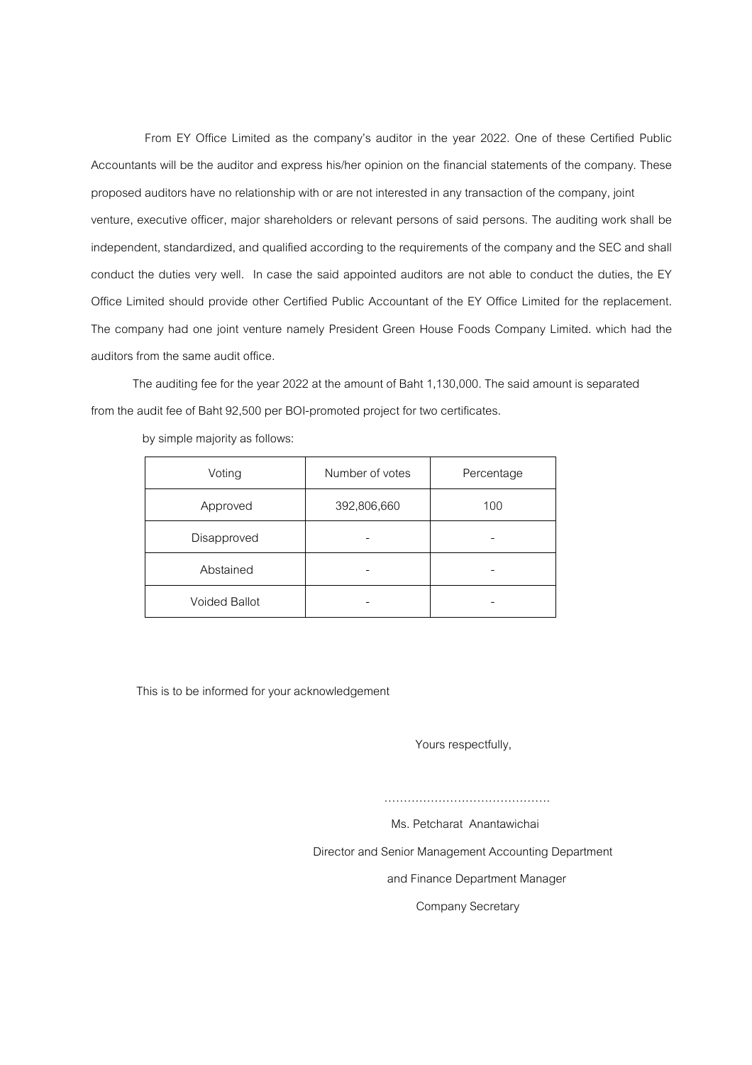From EY Office Limited as the company's auditor in the year 2022. One of these Certified Public Accountants will be the auditor and express his/her opinion on the financial statements of the company. These proposed auditors have no relationship with or are not interested in any transaction of the company, joint venture, executive officer, major shareholders or relevant persons of said persons. The auditing work shall be independent, standardized, and qualified according to the requirements of the company and the SEC and shall conduct the duties very well. In case the said appointed auditors are not able to conduct the duties, the EY Office Limited should provide other Certified Public Accountant of the EY Office Limited for the replacement. The company had one joint venture namely President Green House Foods Company Limited. which had the auditors from the same audit office.

The auditing fee for the year 2022 at the amount of Baht 1,130,000. The said amount is separated from the audit fee of Baht 92,500 per BOI-promoted project for two certificates.

by simple majority as follows:

| Voting | Number of votes | Percentage |
|---|---|---|
| Approved | 392,806,660 | 100 |
| Disapproved | - | - |
| Abstained | - | - |
| Voided Ballot | - | - |

This is to be informed for your acknowledgement

Yours respectfully,

……………………………………

Ms. Petcharat Anantawichai

Director and Senior Management Accounting Department

and Finance Department Manager

Company Secretary